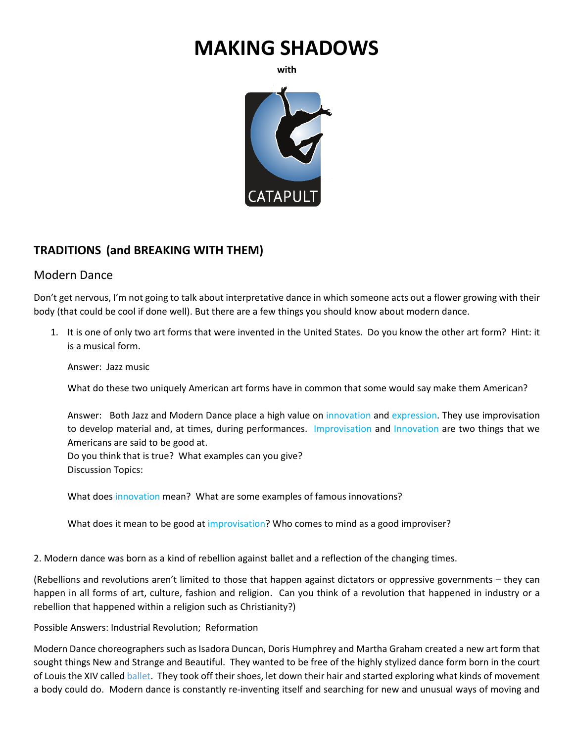# MAKING SHADOWS

**with**

CATAPULT

## TRADITIONS (and BREAKING WITH THEM)

### Modern Dance

Don't get nervous, I'm not going to talk about interpretative dance in which someone acts out a flower growing with their body (that could be cool if done well). But there are a few things you should know about modern dance.

1. It is one of only two art forms that were invented in the United States. Do you know the other art form? Hint: it is a musical form.

   Answer: Jazz music

   What do these two uniquely American art forms have in common that some would say make them American?

   Answer: Both Jazz and Modern Dance place a high value on innovation and expression. They use improvisation to develop material and, at times, during performances. Improvisation and Innovation are two things that we Americans are said to be good at.
   Do you think that is true? What examples can you give?
   Discussion Topics:

   What does innovation mean? What are some examples of famous innovations?

   What does it mean to be good at improvisation? Who comes to mind as a good improviser?

2. Modern dance was born as a kind of rebellion against ballet and a reflection of the changing times.

(Rebellions and revolutions aren't limited to those that happen against dictators or oppressive governments – they can happen in all forms of art, culture, fashion and religion. Can you think of a revolution that happened in industry or a rebellion that happened within a religion such as Christianity?)

Possible Answers: Industrial Revolution; Reformation

Modern Dance choreographers such as Isadora Duncan, Doris Humphrey and Martha Graham created a new art form that sought things New and Strange and Beautiful. They wanted to be free of the highly stylized dance form born in the court of Louis the XIV called ballet. They took off their shoes, let down their hair and started exploring what kinds of movement a body could do. Modern dance is constantly re-inventing itself and searching for new and unusual ways of moving and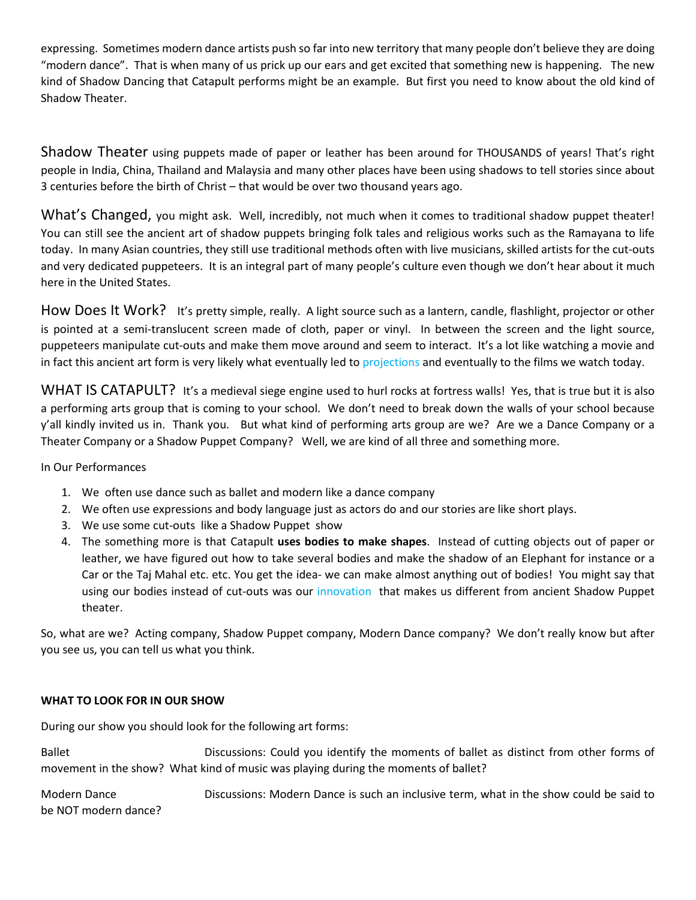expressing. Sometimes modern dance artists push so far into new territory that many people don't believe they are doing "modern dance". That is when many of us prick up our ears and get excited that something new is happening. The new kind of Shadow Dancing that Catapult performs might be an example. But first you need to know about the old kind of Shadow Theater.

Shadow Theater using puppets made of paper or leather has been around for THOUSANDS of years! That's right people in India, China, Thailand and Malaysia and many other places have been using shadows to tell stories since about 3 centuries before the birth of Christ – that would be over two thousand years ago.

What's Changed, you might ask. Well, incredibly, not much when it comes to traditional shadow puppet theater! You can still see the ancient art of shadow puppets bringing folk tales and religious works such as the Ramayana to life today. In many Asian countries, they still use traditional methods often with live musicians, skilled artists for the cut-outs and very dedicated puppeteers. It is an integral part of many people's culture even though we don't hear about it much here in the United States.

How Does It Work? It's pretty simple, really. A light source such as a lantern, candle, flashlight, projector or other is pointed at a semi-translucent screen made of cloth, paper or vinyl. In between the screen and the light source, puppeteers manipulate cut-outs and make them move around and seem to interact. It's a lot like watching a movie and in fact this ancient art form is very likely what eventually led to projections and eventually to the films we watch today.

WHAT IS CATAPULT? It's a medieval siege engine used to hurl rocks at fortress walls! Yes, that is true but it is also a performing arts group that is coming to your school. We don't need to break down the walls of your school because y'all kindly invited us in. Thank you. But what kind of performing arts group are we? Are we a Dance Company or a Theater Company or a Shadow Puppet Company? Well, we are kind of all three and something more.

In Our Performances

1. We often use dance such as ballet and modern like a dance company
2. We often use expressions and body language just as actors do and our stories are like short plays.
3. We use some cut-outs like a Shadow Puppet show
4. The something more is that Catapult **uses bodies to make shapes**. Instead of cutting objects out of paper or leather, we have figured out how to take several bodies and make the shadow of an Elephant for instance or a Car or the Taj Mahal etc. etc. You get the idea- we can make almost anything out of bodies! You might say that using our bodies instead of cut-outs was our innovation that makes us different from ancient Shadow Puppet theater.

So, what are we? Acting company, Shadow Puppet company, Modern Dance company? We don't really know but after you see us, you can tell us what you think.

**WHAT TO LOOK FOR IN OUR SHOW**

During our show you should look for the following art forms:

Ballet Discussions: Could you identify the moments of ballet as distinct from other forms of movement in the show? What kind of music was playing during the moments of ballet?

Modern Dance Discussions: Modern Dance is such an inclusive term, what in the show could be said to be NOT modern dance?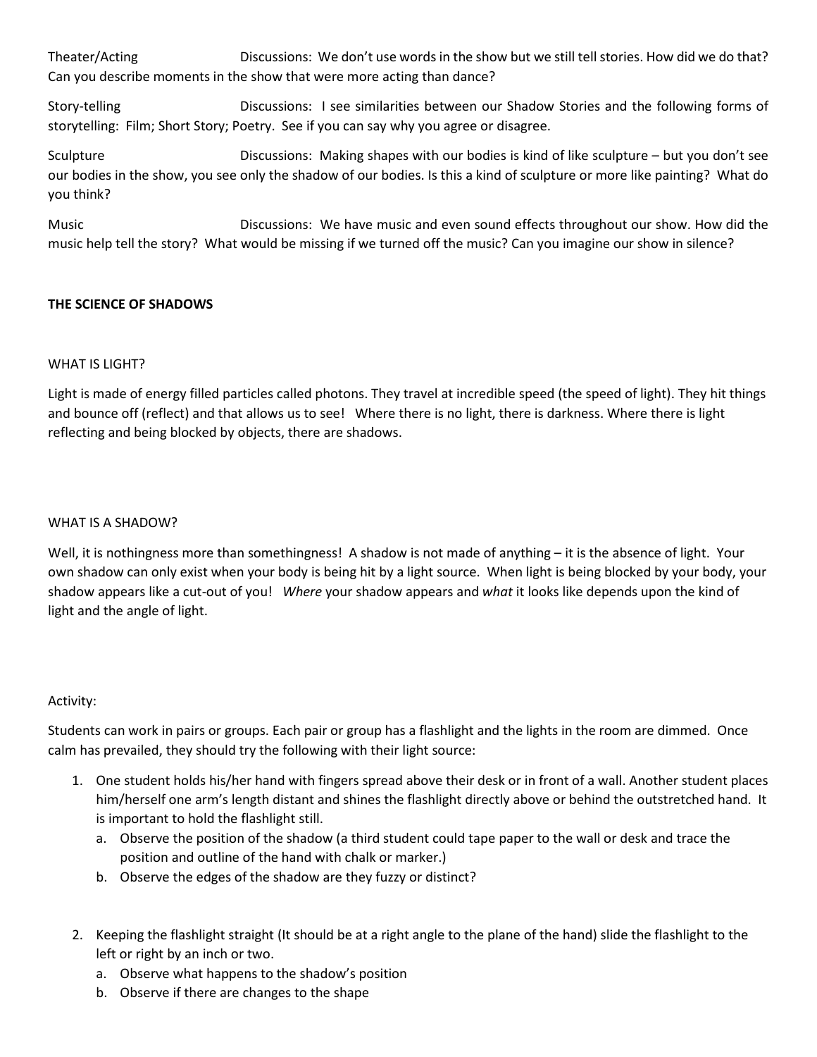Theater/Acting Discussions: We don't use words in the show but we still tell stories. How did we do that? Can you describe moments in the show that were more acting than dance?

Story-telling Discussions: I see similarities between our Shadow Stories and the following forms of storytelling: Film; Short Story; Poetry. See if you can say why you agree or disagree.

Sculpture Discussions: Making shapes with our bodies is kind of like sculpture – but you don't see our bodies in the show, you see only the shadow of our bodies. Is this a kind of sculpture or more like painting? What do you think?

Music Discussions: We have music and even sound effects throughout our show. How did the music help tell the story? What would be missing if we turned off the music? Can you imagine our show in silence?

**THE SCIENCE OF SHADOWS**

WHAT IS LIGHT?

Light is made of energy filled particles called photons. They travel at incredible speed (the speed of light). They hit things and bounce off (reflect) and that allows us to see! Where there is no light, there is darkness. Where there is light reflecting and being blocked by objects, there are shadows.

WHAT IS A SHADOW?

Well, it is nothingness more than somethingness! A shadow is not made of anything – it is the absence of light. Your own shadow can only exist when your body is being hit by a light source. When light is being blocked by your body, your shadow appears like a cut-out of you! *Where* your shadow appears and *what* it looks like depends upon the kind of light and the angle of light.

Activity:

Students can work in pairs or groups. Each pair or group has a flashlight and the lights in the room are dimmed. Once calm has prevailed, they should try the following with their light source:

1. One student holds his/her hand with fingers spread above their desk or in front of a wall. Another student places him/herself one arm's length distant and shines the flashlight directly above or behind the outstretched hand. It is important to hold the flashlight still.
   a. Observe the position of the shadow (a third student could tape paper to the wall or desk and trace the position and outline of the hand with chalk or marker.)
   b. Observe the edges of the shadow are they fuzzy or distinct?

2. Keeping the flashlight straight (It should be at a right angle to the plane of the hand) slide the flashlight to the left or right by an inch or two.
   a. Observe what happens to the shadow's position
   b. Observe if there are changes to the shape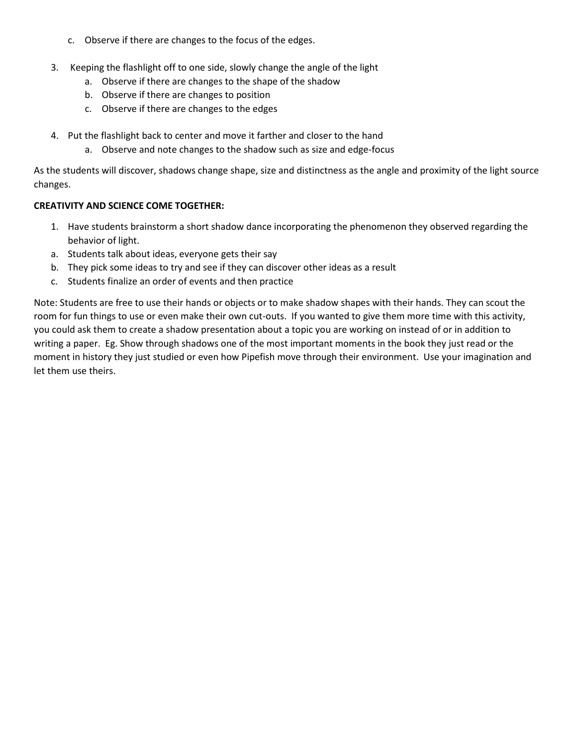c. Observe if there are changes to the focus of the edges.

3. Keeping the flashlight off to one side, slowly change the angle of the light
   a. Observe if there are changes to the shape of the shadow
   b. Observe if there are changes to position
   c. Observe if there are changes to the edges

4. Put the flashlight back to center and move it farther and closer to the hand
   a. Observe and note changes to the shadow such as size and edge-focus

As the students will discover, shadows change shape, size and distinctness as the angle and proximity of the light source changes.

**CREATIVITY AND SCIENCE COME TOGETHER:**

1. Have students brainstorm a short shadow dance incorporating the phenomenon they observed regarding the behavior of light.

a. Students talk about ideas, everyone gets their say
b. They pick some ideas to try and see if they can discover other ideas as a result
c. Students finalize an order of events and then practice

Note: Students are free to use their hands or objects or to make shadow shapes with their hands. They can scout the room for fun things to use or even make their own cut-outs. If you wanted to give them more time with this activity, you could ask them to create a shadow presentation about a topic you are working on instead of or in addition to writing a paper. Eg. Show through shadows one of the most important moments in the book they just read or the moment in history they just studied or even how Pipefish move through their environment. Use your imagination and let them use theirs.